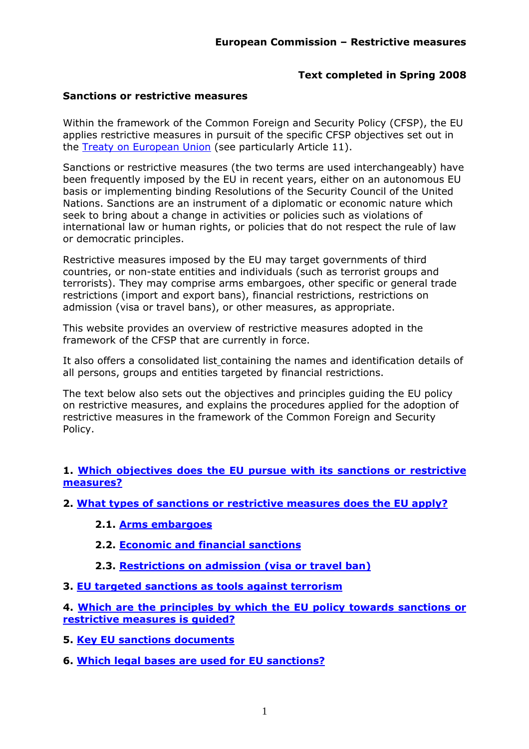**European Commission – Restrictive measures**

**Text completed in Spring 2008**

## Sanctions or restrictive measures

Within the framework of the Common Foreign and Security Policy (CFSP), the EU applies restrictive measures in pursuit of the specific CFSP objectives set out in the Treaty on European Union (see particularly Article 11).

Sanctions or restrictive measures (the two terms are used interchangeably) have been frequently imposed by the EU in recent years, either on an autonomous EU basis or implementing binding Resolutions of the Security Council of the United Nations. Sanctions are an instrument of a diplomatic or economic nature which seek to bring about a change in activities or policies such as violations of international law or human rights, or policies that do not respect the rule of law or democratic principles.

Restrictive measures imposed by the EU may target governments of third countries, or non-state entities and individuals (such as terrorist groups and terrorists). They may comprise arms embargoes, other specific or general trade restrictions (import and export bans), financial restrictions, restrictions on admission (visa or travel bans), or other measures, as appropriate.

This website provides an overview of restrictive measures adopted in the framework of the CFSP that are currently in force.

It also offers a consolidated list containing the names and identification details of all persons, groups and entities targeted by financial restrictions.

The text below also sets out the objectives and principles guiding the EU policy on restrictive measures, and explains the procedures applied for the adoption of restrictive measures in the framework of the Common Foreign and Security Policy.

**1. Which objectives does the EU pursue with its sanctions or restrictive measures?**

**2. What types of sanctions or restrictive measures does the EU apply?**

- **2.1. Arms embargoes**
- **2.2. Economic and financial sanctions**
- **2.3. Restrictions on admission (visa or travel ban)**

**3. EU targeted sanctions as tools against terrorism**

**4. Which are the principles by which the EU policy towards sanctions or restrictive measures is guided?**

**5. Key EU sanctions documents**

**6. Which legal bases are used for EU sanctions?**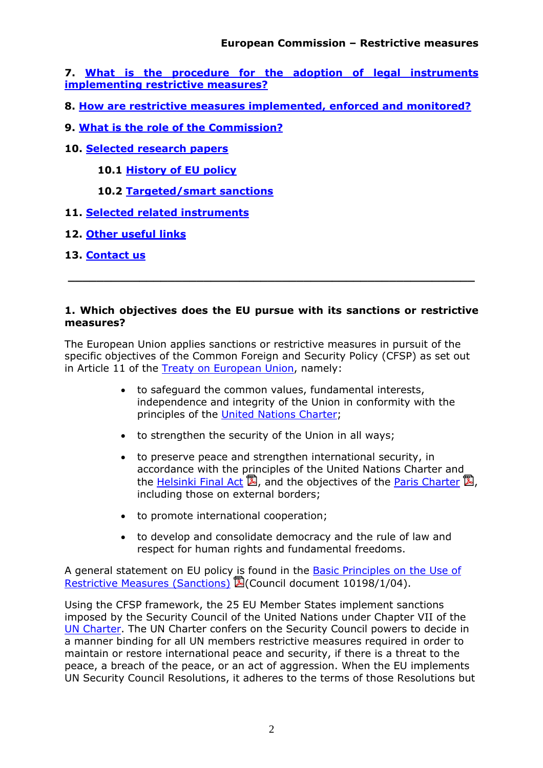**7. What is the procedure for the adoption of legal instruments implementing restrictive measures?**

**8. How are restrictive measures implemented, enforced and monitored?**

**9. What is the role of the Commission?**

**10. Selected research papers**

**10.1 History of EU policy**

**10.2 Targeted/smart sanctions**

**11. Selected related instruments**

**12. Other useful links**

**13. Contact us**

---

### 1. Which objectives does the EU pursue with its sanctions or restrictive measures?

The European Union applies sanctions or restrictive measures in pursuit of the specific objectives of the Common Foreign and Security Policy (CFSP) as set out in Article 11 of the Treaty on European Union, namely:

- to safeguard the common values, fundamental interests, independence and integrity of the Union in conformity with the principles of the United Nations Charter;
- to strengthen the security of the Union in all ways;
- to preserve peace and strengthen international security, in accordance with the principles of the United Nations Charter and the Helsinki Final Act, and the objectives of the Paris Charter, including those on external borders;
- to promote international cooperation;
- to develop and consolidate democracy and the rule of law and respect for human rights and fundamental freedoms.

A general statement on EU policy is found in the Basic Principles on the Use of Restrictive Measures (Sanctions) (Council document 10198/1/04).

Using the CFSP framework, the 25 EU Member States implement sanctions imposed by the Security Council of the United Nations under Chapter VII of the UN Charter. The UN Charter confers on the Security Council powers to decide in a manner binding for all UN members restrictive measures required in order to maintain or restore international peace and security, if there is a threat to the peace, a breach of the peace, or an act of aggression. When the EU implements UN Security Council Resolutions, it adheres to the terms of those Resolutions but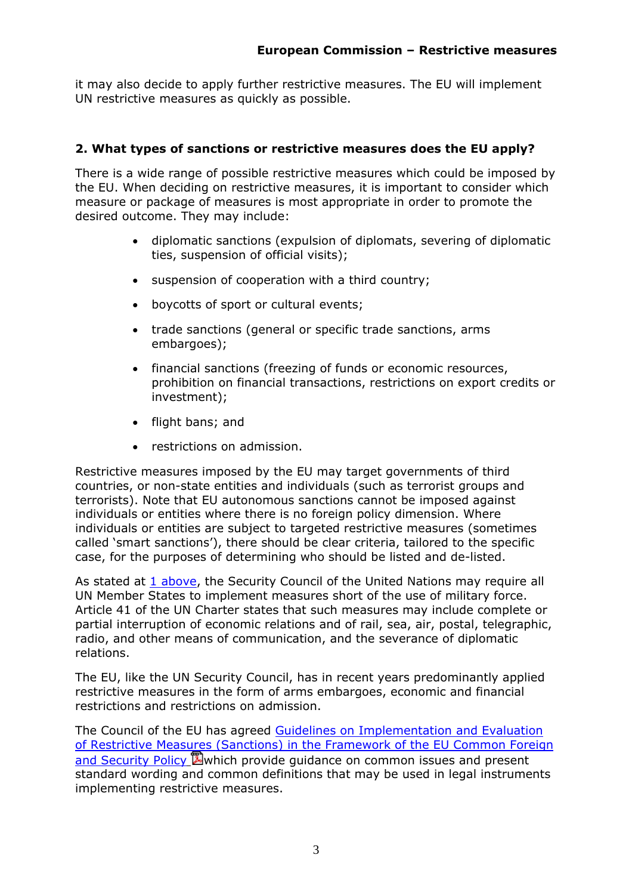it may also decide to apply further restrictive measures. The EU will implement UN restrictive measures as quickly as possible.

## 2. What types of sanctions or restrictive measures does the EU apply?

There is a wide range of possible restrictive measures which could be imposed by the EU. When deciding on restrictive measures, it is important to consider which measure or package of measures is most appropriate in order to promote the desired outcome. They may include:

- diplomatic sanctions (expulsion of diplomats, severing of diplomatic ties, suspension of official visits);
- suspension of cooperation with a third country;
- boycotts of sport or cultural events;
- trade sanctions (general or specific trade sanctions, arms embargoes);
- financial sanctions (freezing of funds or economic resources, prohibition on financial transactions, restrictions on export credits or investment);
- flight bans; and
- restrictions on admission.

Restrictive measures imposed by the EU may target governments of third countries, or non-state entities and individuals (such as terrorist groups and terrorists). Note that EU autonomous sanctions cannot be imposed against individuals or entities where there is no foreign policy dimension. Where individuals or entities are subject to targeted restrictive measures (sometimes called 'smart sanctions'), there should be clear criteria, tailored to the specific case, for the purposes of determining who should be listed and de-listed.

As stated at 1 above, the Security Council of the United Nations may require all UN Member States to implement measures short of the use of military force. Article 41 of the UN Charter states that such measures may include complete or partial interruption of economic relations and of rail, sea, air, postal, telegraphic, radio, and other means of communication, and the severance of diplomatic relations.

The EU, like the UN Security Council, has in recent years predominantly applied restrictive measures in the form of arms embargoes, economic and financial restrictions and restrictions on admission.

The Council of the EU has agreed Guidelines on Implementation and Evaluation of Restrictive Measures (Sanctions) in the Framework of the EU Common Foreign and Security Policy which provide guidance on common issues and present standard wording and common definitions that may be used in legal instruments implementing restrictive measures.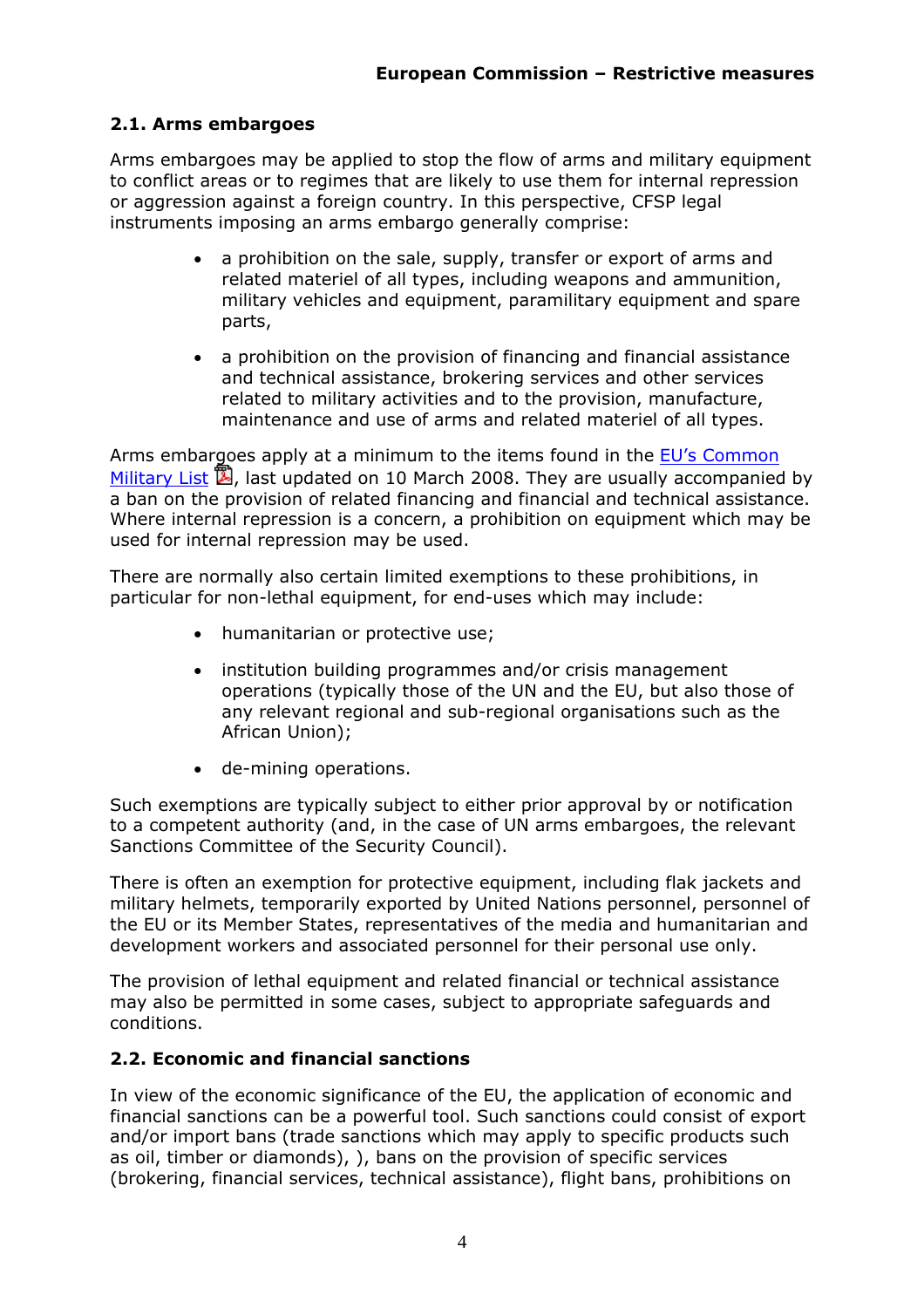## 2.1. Arms embargoes

Arms embargoes may be applied to stop the flow of arms and military equipment to conflict areas or to regimes that are likely to use them for internal repression or aggression against a foreign country. In this perspective, CFSP legal instruments imposing an arms embargo generally comprise:

- a prohibition on the sale, supply, transfer or export of arms and related materiel of all types, including weapons and ammunition, military vehicles and equipment, paramilitary equipment and spare parts,
- a prohibition on the provision of financing and financial assistance and technical assistance, brokering services and other services related to military activities and to the provision, manufacture, maintenance and use of arms and related materiel of all types.

Arms embargoes apply at a minimum to the items found in the EU's Common Military List, last updated on 10 March 2008. They are usually accompanied by a ban on the provision of related financing and financial and technical assistance. Where internal repression is a concern, a prohibition on equipment which may be used for internal repression may be used.

There are normally also certain limited exemptions to these prohibitions, in particular for non-lethal equipment, for end-uses which may include:

- humanitarian or protective use;
- institution building programmes and/or crisis management operations (typically those of the UN and the EU, but also those of any relevant regional and sub-regional organisations such as the African Union);
- de-mining operations.

Such exemptions are typically subject to either prior approval by or notification to a competent authority (and, in the case of UN arms embargoes, the relevant Sanctions Committee of the Security Council).

There is often an exemption for protective equipment, including flak jackets and military helmets, temporarily exported by United Nations personnel, personnel of the EU or its Member States, representatives of the media and humanitarian and development workers and associated personnel for their personal use only.

The provision of lethal equipment and related financial or technical assistance may also be permitted in some cases, subject to appropriate safeguards and conditions.

## 2.2. Economic and financial sanctions

In view of the economic significance of the EU, the application of economic and financial sanctions can be a powerful tool. Such sanctions could consist of export and/or import bans (trade sanctions which may apply to specific products such as oil, timber or diamonds), ), bans on the provision of specific services (brokering, financial services, technical assistance), flight bans, prohibitions on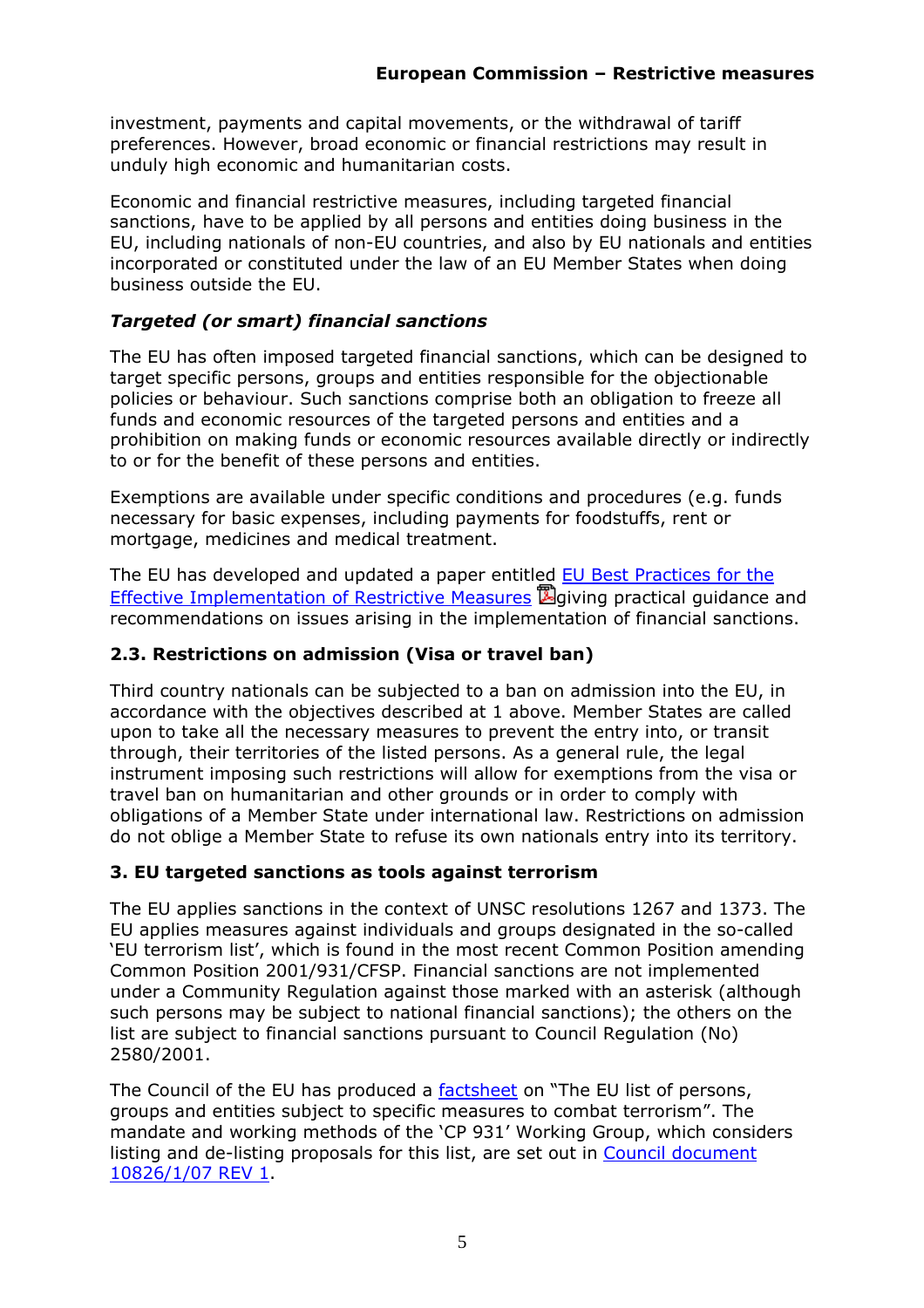investment, payments and capital movements, or the withdrawal of tariff preferences. However, broad economic or financial restrictions may result in unduly high economic and humanitarian costs.

Economic and financial restrictive measures, including targeted financial sanctions, have to be applied by all persons and entities doing business in the EU, including nationals of non-EU countries, and also by EU nationals and entities incorporated or constituted under the law of an EU Member States when doing business outside the EU.

### *Targeted (or smart) financial sanctions*

The EU has often imposed targeted financial sanctions, which can be designed to target specific persons, groups and entities responsible for the objectionable policies or behaviour. Such sanctions comprise both an obligation to freeze all funds and economic resources of the targeted persons and entities and a prohibition on making funds or economic resources available directly or indirectly to or for the benefit of these persons and entities.

Exemptions are available under specific conditions and procedures (e.g. funds necessary for basic expenses, including payments for foodstuffs, rent or mortgage, medicines and medical treatment.

The EU has developed and updated a paper entitled EU Best Practices for the Effective Implementation of Restrictive Measures giving practical guidance and recommendations on issues arising in the implementation of financial sanctions.

### 2.3. Restrictions on admission (Visa or travel ban)

Third country nationals can be subjected to a ban on admission into the EU, in accordance with the objectives described at 1 above. Member States are called upon to take all the necessary measures to prevent the entry into, or transit through, their territories of the listed persons. As a general rule, the legal instrument imposing such restrictions will allow for exemptions from the visa or travel ban on humanitarian and other grounds or in order to comply with obligations of a Member State under international law. Restrictions on admission do not oblige a Member State to refuse its own nationals entry into its territory.

## 3. EU targeted sanctions as tools against terrorism

The EU applies sanctions in the context of UNSC resolutions 1267 and 1373. The EU applies measures against individuals and groups designated in the so-called 'EU terrorism list', which is found in the most recent Common Position amending Common Position 2001/931/CFSP. Financial sanctions are not implemented under a Community Regulation against those marked with an asterisk (although such persons may be subject to national financial sanctions); the others on the list are subject to financial sanctions pursuant to Council Regulation (No) 2580/2001.

The Council of the EU has produced a factsheet on "The EU list of persons, groups and entities subject to specific measures to combat terrorism". The mandate and working methods of the 'CP 931' Working Group, which considers listing and de-listing proposals for this list, are set out in Council document 10826/1/07 REV 1.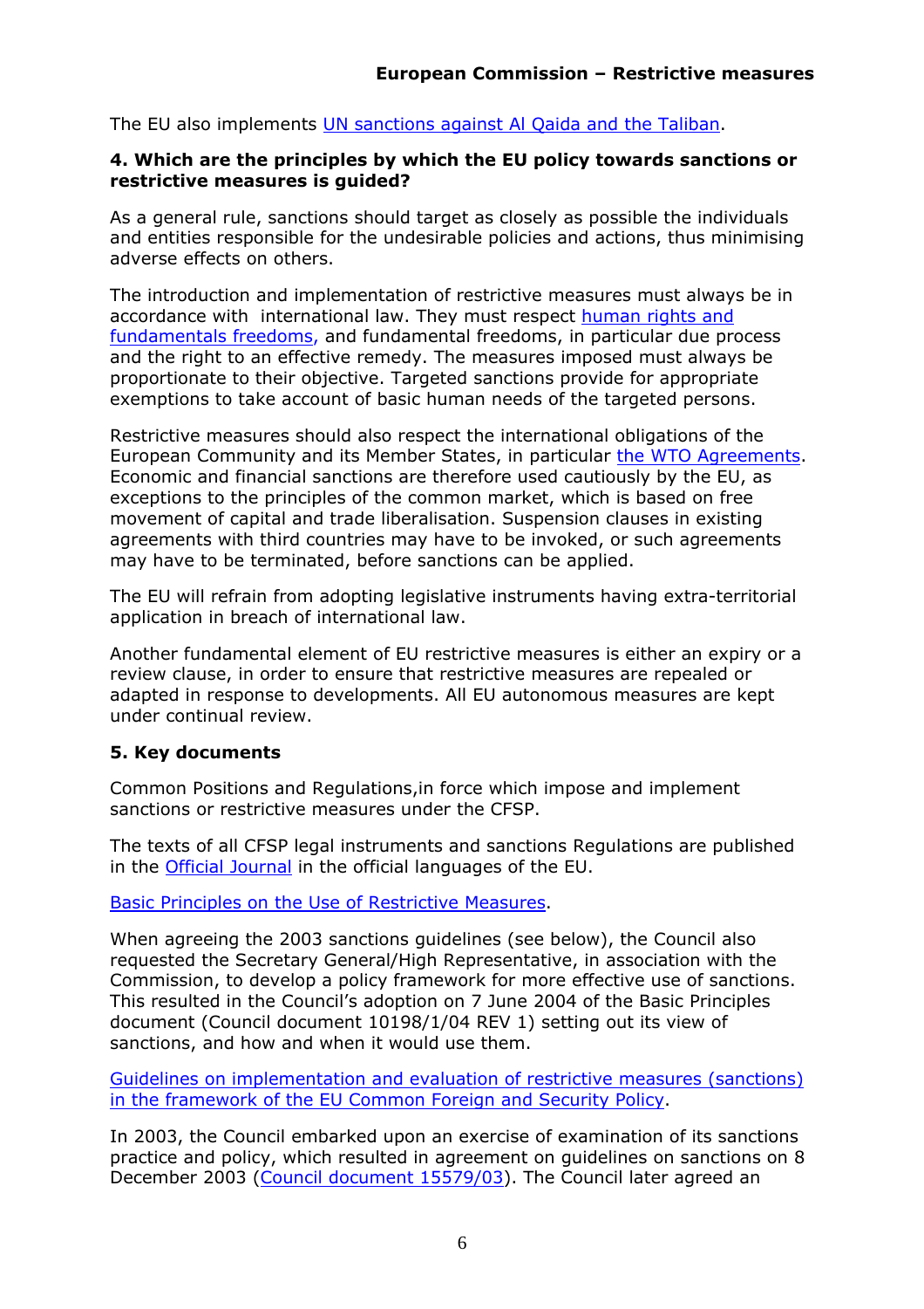The EU also implements UN sanctions against Al Qaida and the Taliban.

#### 4. Which are the principles by which the EU policy towards sanctions or restrictive measures is guided?

As a general rule, sanctions should target as closely as possible the individuals and entities responsible for the undesirable policies and actions, thus minimising adverse effects on others.

The introduction and implementation of restrictive measures must always be in accordance with international law. They must respect human rights and fundamentals freedoms, and fundamental freedoms, in particular due process and the right to an effective remedy. The measures imposed must always be proportionate to their objective. Targeted sanctions provide for appropriate exemptions to take account of basic human needs of the targeted persons.

Restrictive measures should also respect the international obligations of the European Community and its Member States, in particular the WTO Agreements. Economic and financial sanctions are therefore used cautiously by the EU, as exceptions to the principles of the common market, which is based on free movement of capital and trade liberalisation. Suspension clauses in existing agreements with third countries may have to be invoked, or such agreements may have to be terminated, before sanctions can be applied.

The EU will refrain from adopting legislative instruments having extra-territorial application in breach of international law.

Another fundamental element of EU restrictive measures is either an expiry or a review clause, in order to ensure that restrictive measures are repealed or adapted in response to developments. All EU autonomous measures are kept under continual review.

#### 5. Key documents

Common Positions and Regulations,in force which impose and implement sanctions or restrictive measures under the CFSP.

The texts of all CFSP legal instruments and sanctions Regulations are published in the Official Journal in the official languages of the EU.

Basic Principles on the Use of Restrictive Measures.

When agreeing the 2003 sanctions guidelines (see below), the Council also requested the Secretary General/High Representative, in association with the Commission, to develop a policy framework for more effective use of sanctions. This resulted in the Council's adoption on 7 June 2004 of the Basic Principles document (Council document 10198/1/04 REV 1) setting out its view of sanctions, and how and when it would use them.

Guidelines on implementation and evaluation of restrictive measures (sanctions) in the framework of the EU Common Foreign and Security Policy.

In 2003, the Council embarked upon an exercise of examination of its sanctions practice and policy, which resulted in agreement on guidelines on sanctions on 8 December 2003 (Council document 15579/03). The Council later agreed an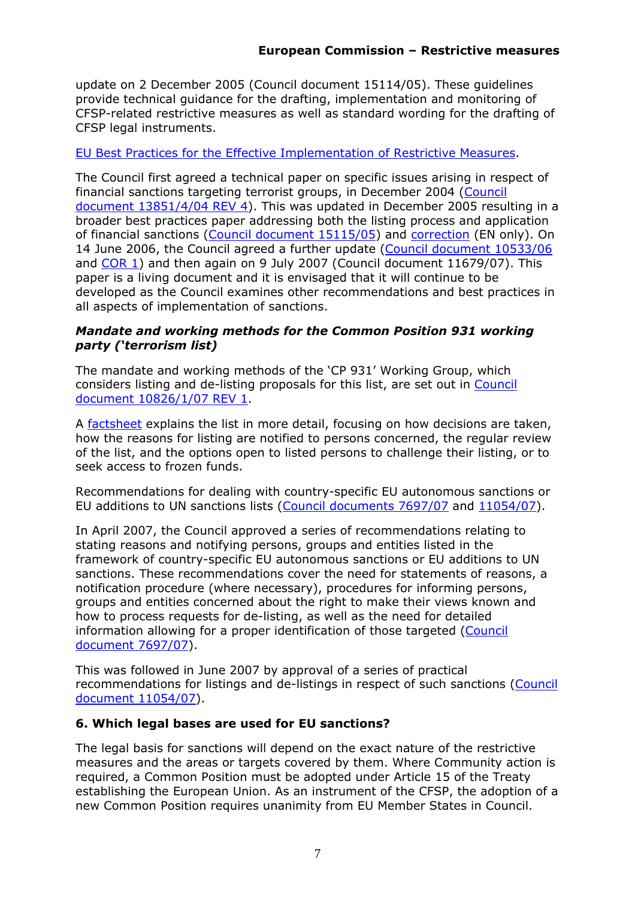update on 2 December 2005 (Council document 15114/05). These guidelines provide technical guidance for the drafting, implementation and monitoring of CFSP-related restrictive measures as well as standard wording for the drafting of CFSP legal instruments.

EU Best Practices for the Effective Implementation of Restrictive Measures.

The Council first agreed a technical paper on specific issues arising in respect of financial sanctions targeting terrorist groups, in December 2004 (Council document 13851/4/04 REV 4). This was updated in December 2005 resulting in a broader best practices paper addressing both the listing process and application of financial sanctions (Council document 15115/05) and correction (EN only). On 14 June 2006, the Council agreed a further update (Council document 10533/06 and COR 1) and then again on 9 July 2007 (Council document 11679/07). This paper is a living document and it is envisaged that it will continue to be developed as the Council examines other recommendations and best practices in all aspects of implementation of sanctions.

### *Mandate and working methods for the Common Position 931 working party ('terrorism list)*

The mandate and working methods of the 'CP 931' Working Group, which considers listing and de-listing proposals for this list, are set out in Council document 10826/1/07 REV 1.

A factsheet explains the list in more detail, focusing on how decisions are taken, how the reasons for listing are notified to persons concerned, the regular review of the list, and the options open to listed persons to challenge their listing, or to seek access to frozen funds.

Recommendations for dealing with country-specific EU autonomous sanctions or EU additions to UN sanctions lists (Council documents 7697/07 and 11054/07).

In April 2007, the Council approved a series of recommendations relating to stating reasons and notifying persons, groups and entities listed in the framework of country-specific EU autonomous sanctions or EU additions to UN sanctions. These recommendations cover the need for statements of reasons, a notification procedure (where necessary), procedures for informing persons, groups and entities concerned about the right to make their views known and how to process requests for de-listing, as well as the need for detailed information allowing for a proper identification of those targeted (Council document 7697/07).

This was followed in June 2007 by approval of a series of practical recommendations for listings and de-listings in respect of such sanctions (Council document 11054/07).

## 6. Which legal bases are used for EU sanctions?

The legal basis for sanctions will depend on the exact nature of the restrictive measures and the areas or targets covered by them. Where Community action is required, a Common Position must be adopted under Article 15 of the Treaty establishing the European Union. As an instrument of the CFSP, the adoption of a new Common Position requires unanimity from EU Member States in Council.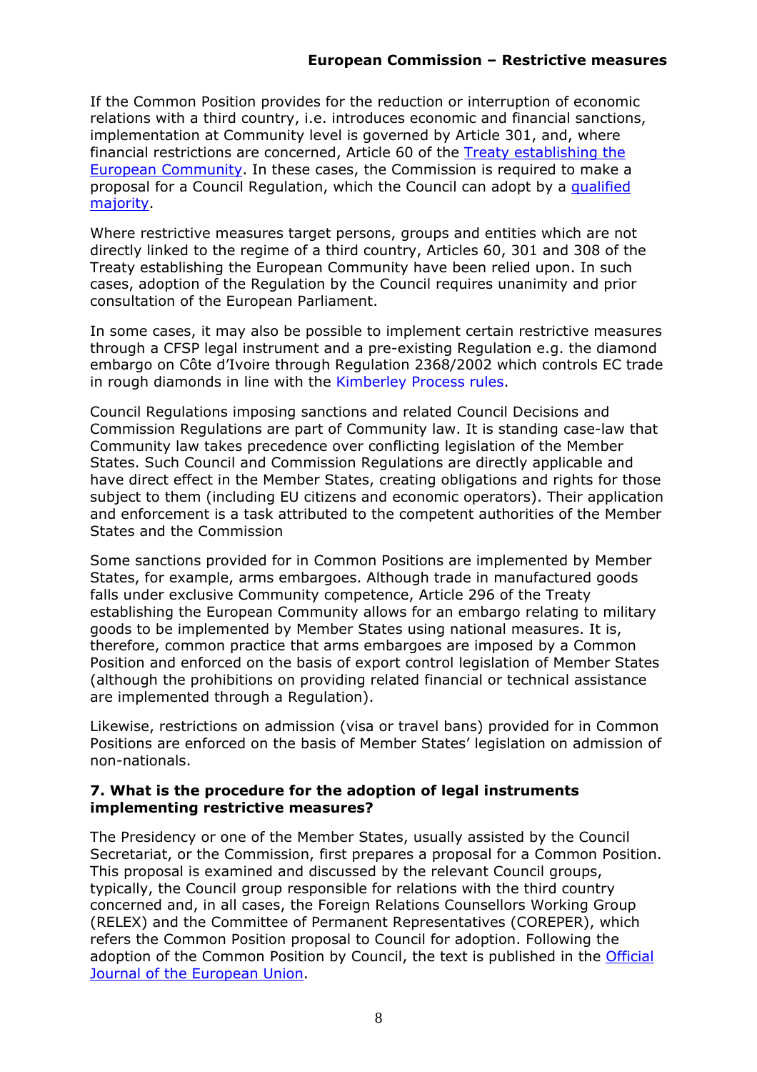If the Common Position provides for the reduction or interruption of economic relations with a third country, i.e. introduces economic and financial sanctions, implementation at Community level is governed by Article 301, and, where financial restrictions are concerned, Article 60 of the Treaty establishing the European Community. In these cases, the Commission is required to make a proposal for a Council Regulation, which the Council can adopt by a qualified majority.

Where restrictive measures target persons, groups and entities which are not directly linked to the regime of a third country, Articles 60, 301 and 308 of the Treaty establishing the European Community have been relied upon. In such cases, adoption of the Regulation by the Council requires unanimity and prior consultation of the European Parliament.

In some cases, it may also be possible to implement certain restrictive measures through a CFSP legal instrument and a pre-existing Regulation e.g. the diamond embargo on Côte d'Ivoire through Regulation 2368/2002 which controls EC trade in rough diamonds in line with the Kimberley Process rules.

Council Regulations imposing sanctions and related Council Decisions and Commission Regulations are part of Community law. It is standing case-law that Community law takes precedence over conflicting legislation of the Member States. Such Council and Commission Regulations are directly applicable and have direct effect in the Member States, creating obligations and rights for those subject to them (including EU citizens and economic operators). Their application and enforcement is a task attributed to the competent authorities of the Member States and the Commission

Some sanctions provided for in Common Positions are implemented by Member States, for example, arms embargoes. Although trade in manufactured goods falls under exclusive Community competence, Article 296 of the Treaty establishing the European Community allows for an embargo relating to military goods to be implemented by Member States using national measures. It is, therefore, common practice that arms embargoes are imposed by a Common Position and enforced on the basis of export control legislation of Member States (although the prohibitions on providing related financial or technical assistance are implemented through a Regulation).

Likewise, restrictions on admission (visa or travel bans) provided for in Common Positions are enforced on the basis of Member States' legislation on admission of non-nationals.

### 7. What is the procedure for the adoption of legal instruments implementing restrictive measures?

The Presidency or one of the Member States, usually assisted by the Council Secretariat, or the Commission, first prepares a proposal for a Common Position. This proposal is examined and discussed by the relevant Council groups, typically, the Council group responsible for relations with the third country concerned and, in all cases, the Foreign Relations Counsellors Working Group (RELEX) and the Committee of Permanent Representatives (COREPER), which refers the Common Position proposal to Council for adoption. Following the adoption of the Common Position by Council, the text is published in the Official Journal of the European Union.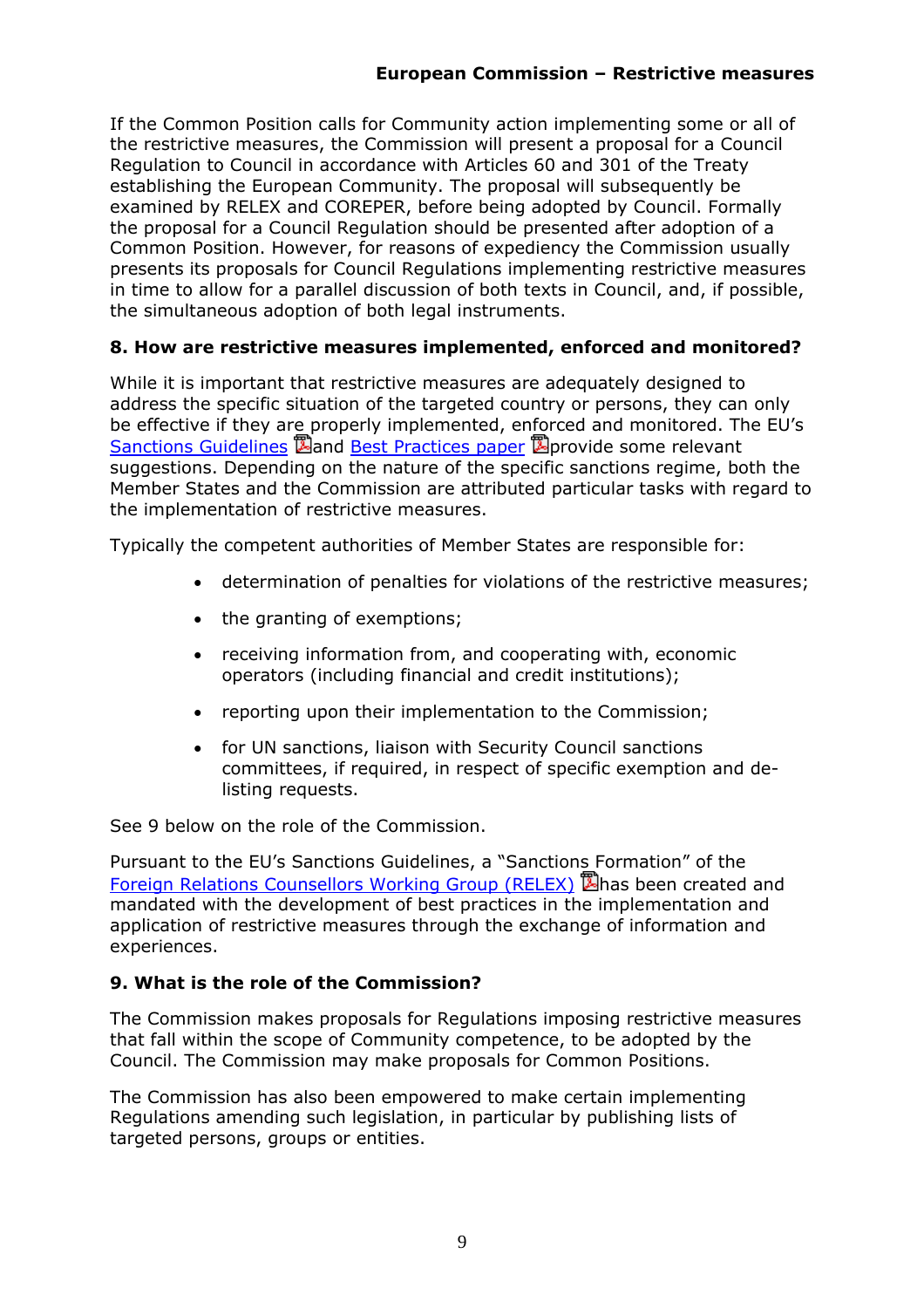If the Common Position calls for Community action implementing some or all of the restrictive measures, the Commission will present a proposal for a Council Regulation to Council in accordance with Articles 60 and 301 of the Treaty establishing the European Community. The proposal will subsequently be examined by RELEX and COREPER, before being adopted by Council. Formally the proposal for a Council Regulation should be presented after adoption of a Common Position. However, for reasons of expediency the Commission usually presents its proposals for Council Regulations implementing restrictive measures in time to allow for a parallel discussion of both texts in Council, and, if possible, the simultaneous adoption of both legal instruments.

### 8. How are restrictive measures implemented, enforced and monitored?

While it is important that restrictive measures are adequately designed to address the specific situation of the targeted country or persons, they can only be effective if they are properly implemented, enforced and monitored. The EU's Sanctions Guidelines and Best Practices paper provide some relevant suggestions. Depending on the nature of the specific sanctions regime, both the Member States and the Commission are attributed particular tasks with regard to the implementation of restrictive measures.

Typically the competent authorities of Member States are responsible for:

- determination of penalties for violations of the restrictive measures;
- the granting of exemptions;
- receiving information from, and cooperating with, economic operators (including financial and credit institutions);
- reporting upon their implementation to the Commission;
- for UN sanctions, liaison with Security Council sanctions committees, if required, in respect of specific exemption and de-listing requests.

See 9 below on the role of the Commission.

Pursuant to the EU's Sanctions Guidelines, a "Sanctions Formation" of the Foreign Relations Counsellors Working Group (RELEX) has been created and mandated with the development of best practices in the implementation and application of restrictive measures through the exchange of information and experiences.

### 9. What is the role of the Commission?

The Commission makes proposals for Regulations imposing restrictive measures that fall within the scope of Community competence, to be adopted by the Council. The Commission may make proposals for Common Positions.

The Commission has also been empowered to make certain implementing Regulations amending such legislation, in particular by publishing lists of targeted persons, groups or entities.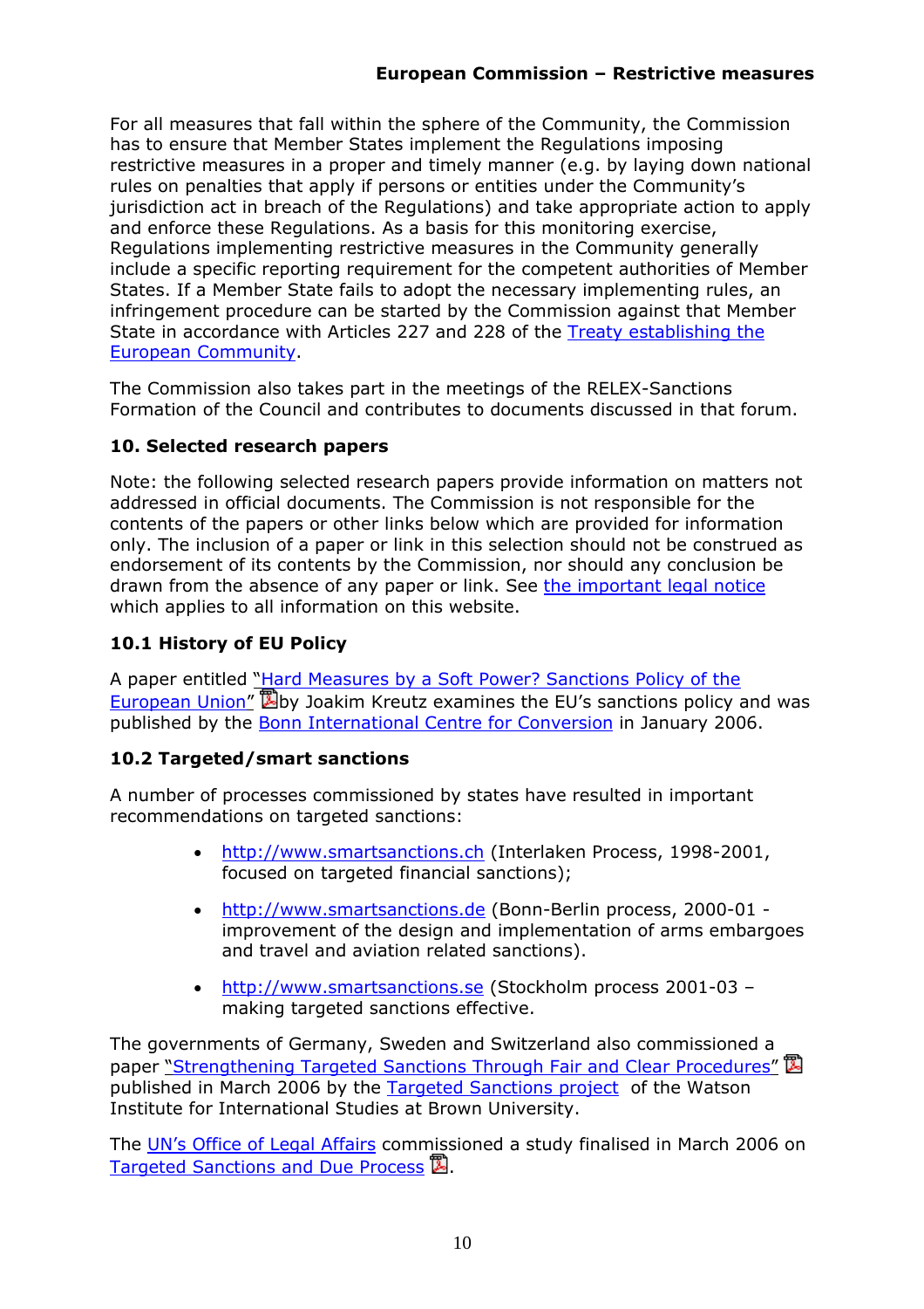For all measures that fall within the sphere of the Community, the Commission has to ensure that Member States implement the Regulations imposing restrictive measures in a proper and timely manner (e.g. by laying down national rules on penalties that apply if persons or entities under the Community's jurisdiction act in breach of the Regulations) and take appropriate action to apply and enforce these Regulations. As a basis for this monitoring exercise, Regulations implementing restrictive measures in the Community generally include a specific reporting requirement for the competent authorities of Member States. If a Member State fails to adopt the necessary implementing rules, an infringement procedure can be started by the Commission against that Member State in accordance with Articles 227 and 228 of the Treaty establishing the European Community.

The Commission also takes part in the meetings of the RELEX-Sanctions Formation of the Council and contributes to documents discussed in that forum.

### 10. Selected research papers

Note: the following selected research papers provide information on matters not addressed in official documents. The Commission is not responsible for the contents of the papers or other links below which are provided for information only. The inclusion of a paper or link in this selection should not be construed as endorsement of its contents by the Commission, nor should any conclusion be drawn from the absence of any paper or link. See the important legal notice which applies to all information on this website.

### 10.1 History of EU Policy

A paper entitled "Hard Measures by a Soft Power? Sanctions Policy of the European Union" by Joakim Kreutz examines the EU's sanctions policy and was published by the Bonn International Centre for Conversion in January 2006.

### 10.2 Targeted/smart sanctions

A number of processes commissioned by states have resulted in important recommendations on targeted sanctions:

- http://www.smartsanctions.ch (Interlaken Process, 1998-2001, focused on targeted financial sanctions);
- http://www.smartsanctions.de (Bonn-Berlin process, 2000-01 - improvement of the design and implementation of arms embargoes and travel and aviation related sanctions).
- http://www.smartsanctions.se (Stockholm process 2001-03 – making targeted sanctions effective.

The governments of Germany, Sweden and Switzerland also commissioned a paper "Strengthening Targeted Sanctions Through Fair and Clear Procedures" published in March 2006 by the Targeted Sanctions project of the Watson Institute for International Studies at Brown University.

The UN's Office of Legal Affairs commissioned a study finalised in March 2006 on Targeted Sanctions and Due Process.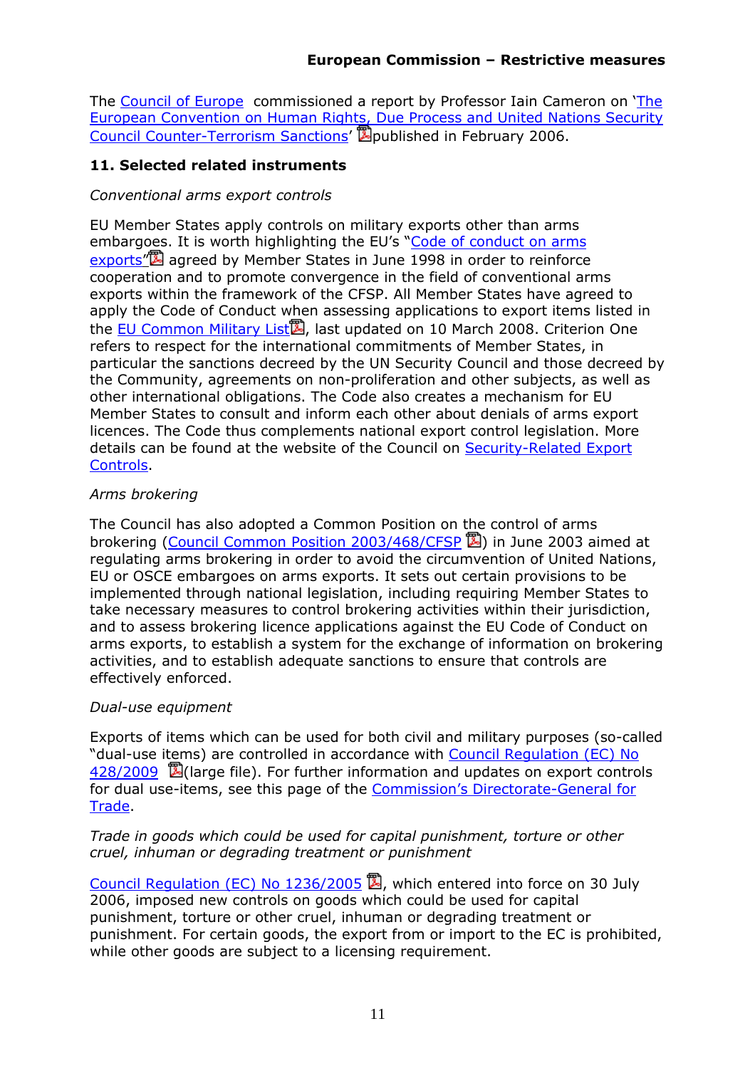The Council of Europe commissioned a report by Professor Iain Cameron on 'The European Convention on Human Rights, Due Process and United Nations Security Council Counter-Terrorism Sanctions' published in February 2006.

## 11. Selected related instruments

*Conventional arms export controls*

EU Member States apply controls on military exports other than arms embargoes. It is worth highlighting the EU's "Code of conduct on arms exports" agreed by Member States in June 1998 in order to reinforce cooperation and to promote convergence in the field of conventional arms exports within the framework of the CFSP. All Member States have agreed to apply the Code of Conduct when assessing applications to export items listed in the EU Common Military List, last updated on 10 March 2008. Criterion One refers to respect for the international commitments of Member States, in particular the sanctions decreed by the UN Security Council and those decreed by the Community, agreements on non-proliferation and other subjects, as well as other international obligations. The Code also creates a mechanism for EU Member States to consult and inform each other about denials of arms export licences. The Code thus complements national export control legislation. More details can be found at the website of the Council on Security-Related Export Controls.

*Arms brokering*

The Council has also adopted a Common Position on the control of arms brokering (Council Common Position 2003/468/CFSP) in June 2003 aimed at regulating arms brokering in order to avoid the circumvention of United Nations, EU or OSCE embargoes on arms exports. It sets out certain provisions to be implemented through national legislation, including requiring Member States to take necessary measures to control brokering activities within their jurisdiction, and to assess brokering licence applications against the EU Code of Conduct on arms exports, to establish a system for the exchange of information on brokering activities, and to establish adequate sanctions to ensure that controls are effectively enforced.

*Dual-use equipment*

Exports of items which can be used for both civil and military purposes (so-called "dual-use items) are controlled in accordance with Council Regulation (EC) No 428/2009 (large file). For further information and updates on export controls for dual use-items, see this page of the Commission's Directorate-General for Trade.

*Trade in goods which could be used for capital punishment, torture or other cruel, inhuman or degrading treatment or punishment*

Council Regulation (EC) No 1236/2005, which entered into force on 30 July 2006, imposed new controls on goods which could be used for capital punishment, torture or other cruel, inhuman or degrading treatment or punishment. For certain goods, the export from or import to the EC is prohibited, while other goods are subject to a licensing requirement.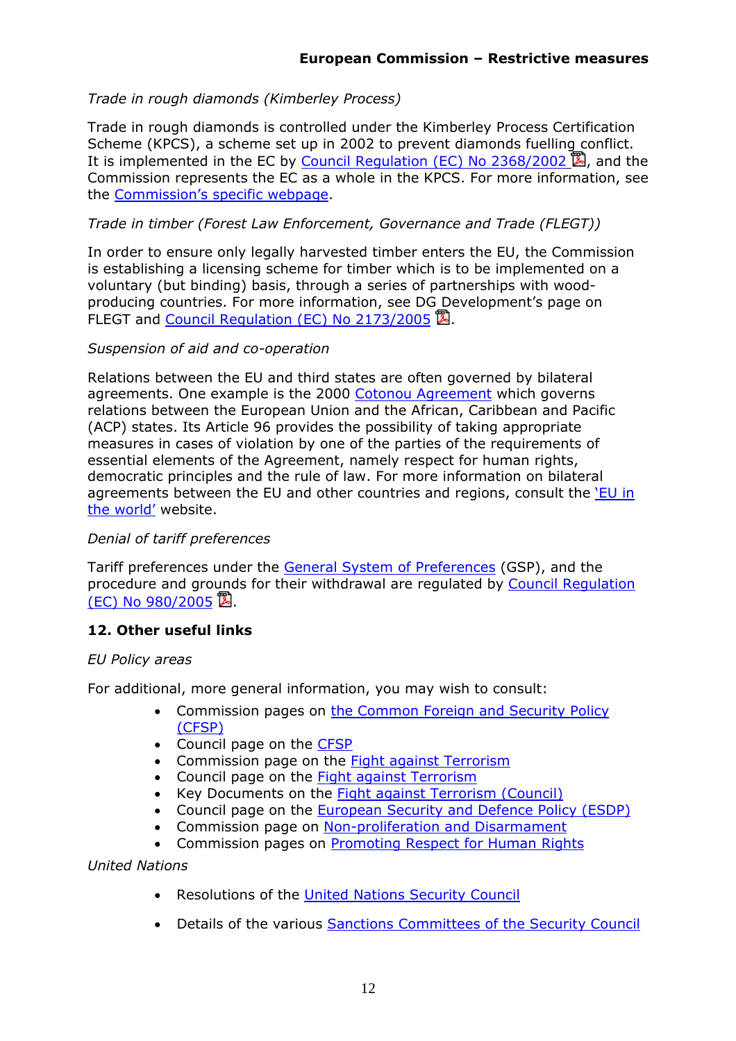*Trade in rough diamonds (Kimberley Process)*

Trade in rough diamonds is controlled under the Kimberley Process Certification Scheme (KPCS), a scheme set up in 2002 to prevent diamonds fuelling conflict. It is implemented in the EC by Council Regulation (EC) No 2368/2002, and the Commission represents the EC as a whole in the KPCS. For more information, see the Commission's specific webpage.

*Trade in timber (Forest Law Enforcement, Governance and Trade (FLEGT))*

In order to ensure only legally harvested timber enters the EU, the Commission is establishing a licensing scheme for timber which is to be implemented on a voluntary (but binding) basis, through a series of partnerships with wood-producing countries. For more information, see DG Development's page on FLEGT and Council Regulation (EC) No 2173/2005.

*Suspension of aid and co-operation*

Relations between the EU and third states are often governed by bilateral agreements. One example is the 2000 Cotonou Agreement which governs relations between the European Union and the African, Caribbean and Pacific (ACP) states. Its Article 96 provides the possibility of taking appropriate measures in cases of violation by one of the parties of the requirements of essential elements of the Agreement, namely respect for human rights, democratic principles and the rule of law. For more information on bilateral agreements between the EU and other countries and regions, consult the 'EU in the world' website.

*Denial of tariff preferences*

Tariff preferences under the General System of Preferences (GSP), and the procedure and grounds for their withdrawal are regulated by Council Regulation (EC) No 980/2005.

## 12. Other useful links

*EU Policy areas*

For additional, more general information, you may wish to consult:

- Commission pages on the Common Foreign and Security Policy (CFSP)
- Council page on the CFSP
- Commission page on the Fight against Terrorism
- Council page on the Fight against Terrorism
- Key Documents on the Fight against Terrorism (Council)
- Council page on the European Security and Defence Policy (ESDP)
- Commission page on Non-proliferation and Disarmament
- Commission pages on Promoting Respect for Human Rights

*United Nations*

- Resolutions of the United Nations Security Council
- Details of the various Sanctions Committees of the Security Council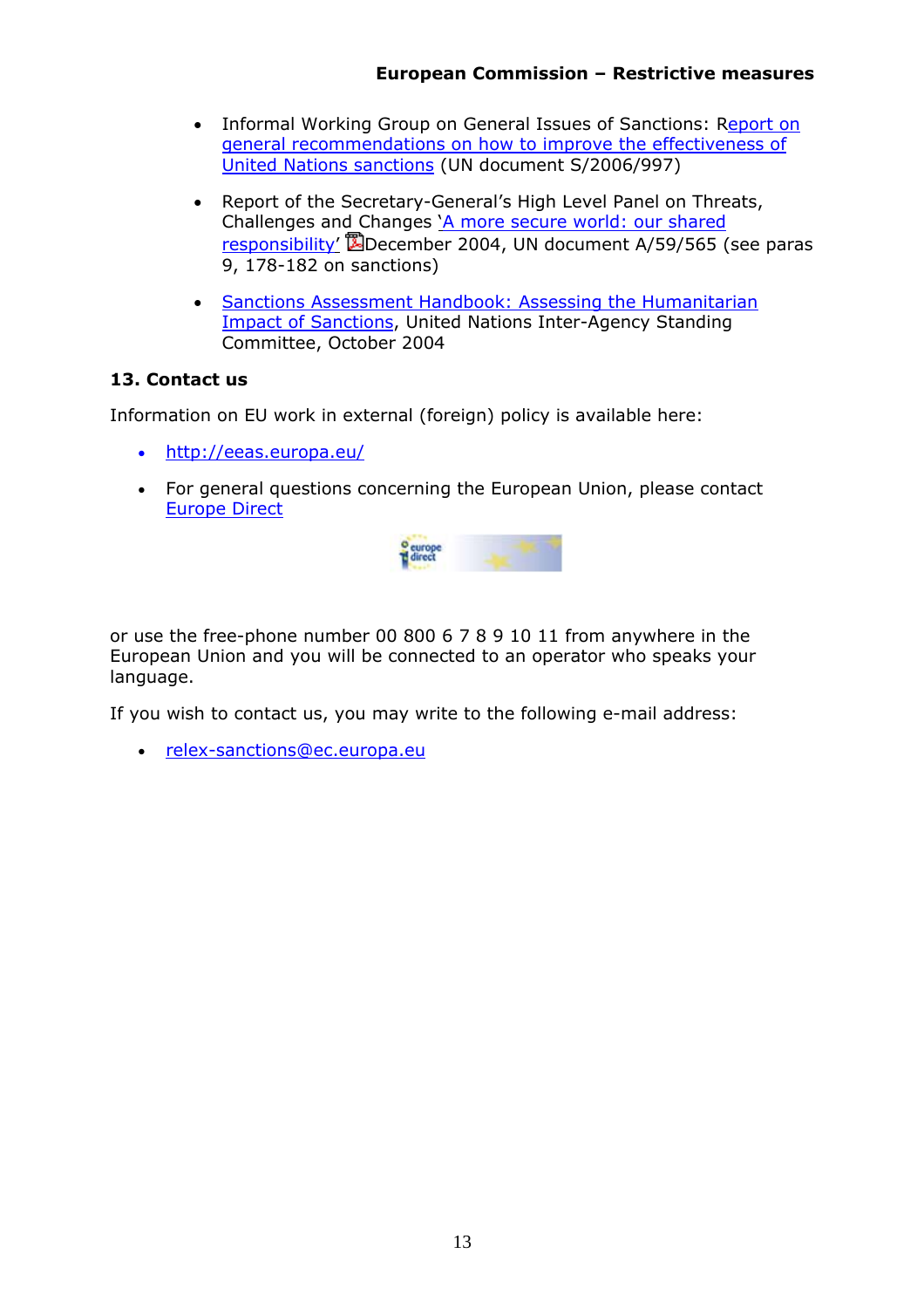- Informal Working Group on General Issues of Sanctions: Report on general recommendations on how to improve the effectiveness of United Nations sanctions (UN document S/2006/997)

- Report of the Secretary-General's High Level Panel on Threats, Challenges and Changes 'A more secure world: our shared responsibility' December 2004, UN document A/59/565 (see paras 9, 178-182 on sanctions)

- Sanctions Assessment Handbook: Assessing the Humanitarian Impact of Sanctions, United Nations Inter-Agency Standing Committee, October 2004

## 13. Contact us

Information on EU work in external (foreign) policy is available here:

- http://eeas.europa.eu/

- For general questions concerning the European Union, please contact Europe Direct

or use the free-phone number 00 800 6 7 8 9 10 11 from anywhere in the European Union and you will be connected to an operator who speaks your language.

If you wish to contact us, you may write to the following e-mail address:

- relex-sanctions@ec.europa.eu